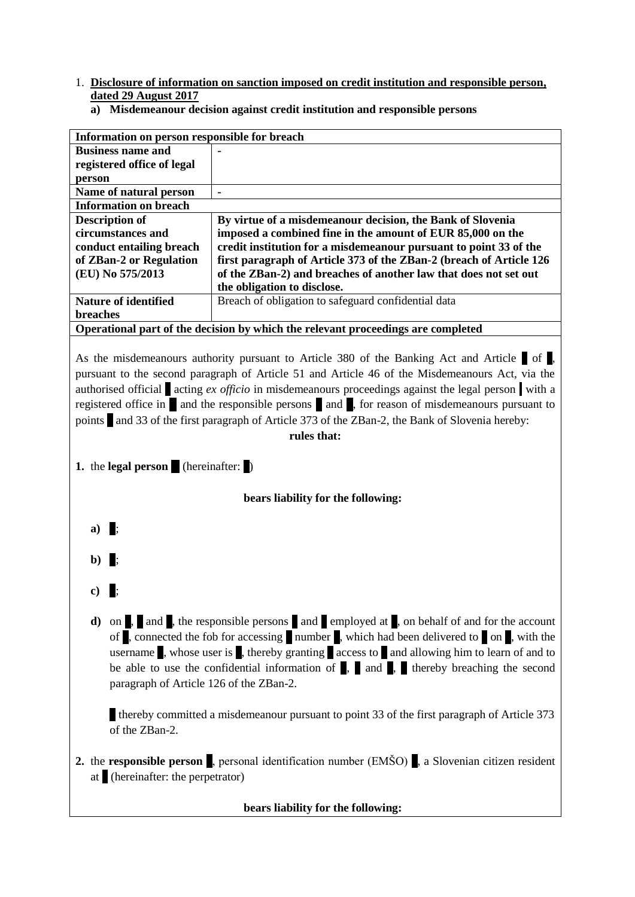1. **Disclosure of information on sanction imposed on credit institution and responsible person, dated 29 August 2017**
    - **a) Misdemeanour decision against credit institution and responsible persons**

| Information on person responsible for breach | |
|---|---|
| **Business name and registered office of legal person** | - |
| **Name of natural person** | - |
| **Information on breach** | |
| **Description of circumstances and conduct entailing breach of ZBan-2 or Regulation (EU) No 575/2013** | **By virtue of a misdemeanour decision, the Bank of Slovenia imposed a combined fine in the amount of EUR 85,000 on the credit institution for a misdemeanour pursuant to point 33 of the first paragraph of Article 373 of the ZBan-2 (breach of Article 126 of the ZBan-2) and breaches of another law that does not set out the obligation to disclose.** |
| **Nature of identified breaches** | Breach of obligation to safeguard confidential data |
| **Operational part of the decision by which the relevant proceedings are completed** | |

As the misdemeanours authority pursuant to Article 380 of the Banking Act and Article █ of █, pursuant to the second paragraph of Article 51 and Article 46 of the Misdemeanours Act, via the authorised official █ acting *ex officio* in misdemeanours proceedings against the legal person █ with a registered office in █ and the responsible persons █ and █, for reason of misdemeanours pursuant to points █ and 33 of the first paragraph of Article 373 of the ZBan-2, the Bank of Slovenia hereby:

**rules that:**

**1.** the **legal person** █ (hereinafter: █)

**bears liability for the following:**

**a)** █;

**b)** █;

**c)** █;

**d)** on █, █ and █, the responsible persons █ and █ employed at █, on behalf of and for the account of █, connected the fob for accessing █ number █, which had been delivered to █ on █, with the username █, whose user is █, thereby granting █ access to █ and allowing him to learn of and to be able to use the confidential information of █, █ and █, █ thereby breaching the second paragraph of Article 126 of the ZBan-2.

█ thereby committed a misdemeanour pursuant to point 33 of the first paragraph of Article 373 of the ZBan-2.

**2.** the **responsible person** █, personal identification number (EMŠO) █, a Slovenian citizen resident at █ (hereinafter: the perpetrator)

**bears liability for the following:**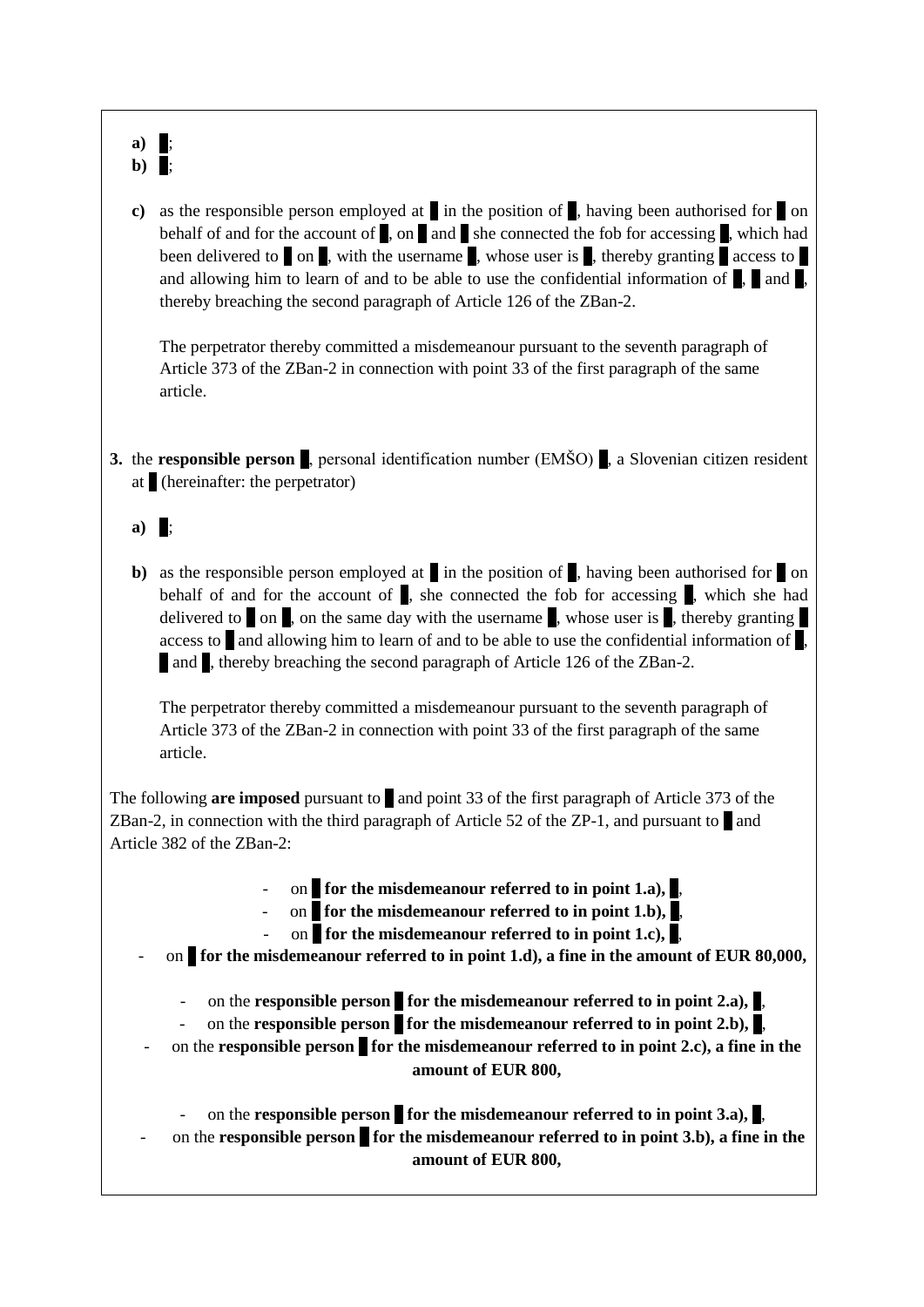a) █;
b) █;

c) as the responsible person employed at █ in the position of █, having been authorised for █ on behalf of and for the account of █, on █ and █ she connected the fob for accessing █, which had been delivered to █ on █, with the username █, whose user is █, thereby granting █ access to █ and allowing him to learn of and to be able to use the confidential information of █, █ and █, thereby breaching the second paragraph of Article 126 of the ZBan-2.

   The perpetrator thereby committed a misdemeanour pursuant to the seventh paragraph of Article 373 of the ZBan-2 in connection with point 33 of the first paragraph of the same article.

**3.** the **responsible person** █, personal identification number (EMŠO) █, a Slovenian citizen resident at █ (hereinafter: the perpetrator)

a) █;

b) as the responsible person employed at █ in the position of █, having been authorised for █ on behalf of and for the account of █, she connected the fob for accessing █, which she had delivered to █ on █, on the same day with the username █, whose user is █, thereby granting █ access to █ and allowing him to learn of and to be able to use the confidential information of █, █ and █, thereby breaching the second paragraph of Article 126 of the ZBan-2.

   The perpetrator thereby committed a misdemeanour pursuant to the seventh paragraph of Article 373 of the ZBan-2 in connection with point 33 of the first paragraph of the same article.

The following **are imposed** pursuant to █ and point 33 of the first paragraph of Article 373 of the ZBan-2, in connection with the third paragraph of Article 52 of the ZP-1, and pursuant to █ and Article 382 of the ZBan-2:

- on █ **for the misdemeanour referred to in point 1.a),** █,
- on █ **for the misdemeanour referred to in point 1.b),** █,
- on █ **for the misdemeanour referred to in point 1.c),** █,
- on █ **for the misdemeanour referred to in point 1.d), a fine in the amount of EUR 80,000,**

- on the **responsible person** █ **for the misdemeanour referred to in point 2.a),** █,
- on the **responsible person** █ **for the misdemeanour referred to in point 2.b),** █,
- on the **responsible person** █ **for the misdemeanour referred to in point 2.c), a fine in the amount of EUR 800,**

- on the **responsible person** █ **for the misdemeanour referred to in point 3.a),** █,
- on the **responsible person** █ **for the misdemeanour referred to in point 3.b), a fine in the amount of EUR 800,**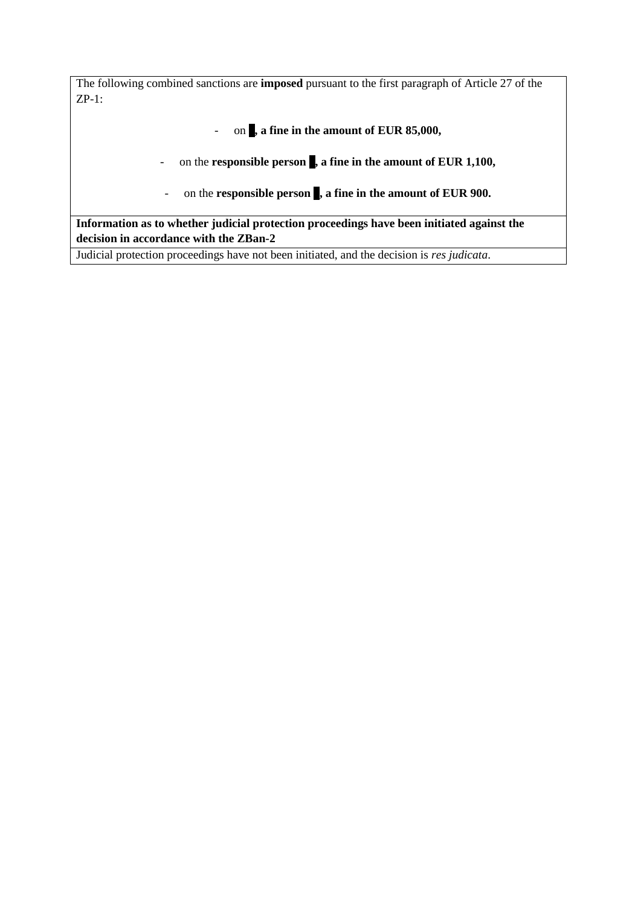| |
|---|
| The following combined sanctions are **imposed** pursuant to the first paragraph of Article 27 of the ZP-1:<br><br>- on █, **a fine in the amount of EUR 85,000,**<br>- on the **responsible person █, a fine in the amount of EUR 1,100,**<br>- on the **responsible person █, a fine in the amount of EUR 900.** |
| **Information as to whether judicial protection proceedings have been initiated against the decision in accordance with the ZBan-2** |
| Judicial protection proceedings have not been initiated, and the decision is *res judicata*. |